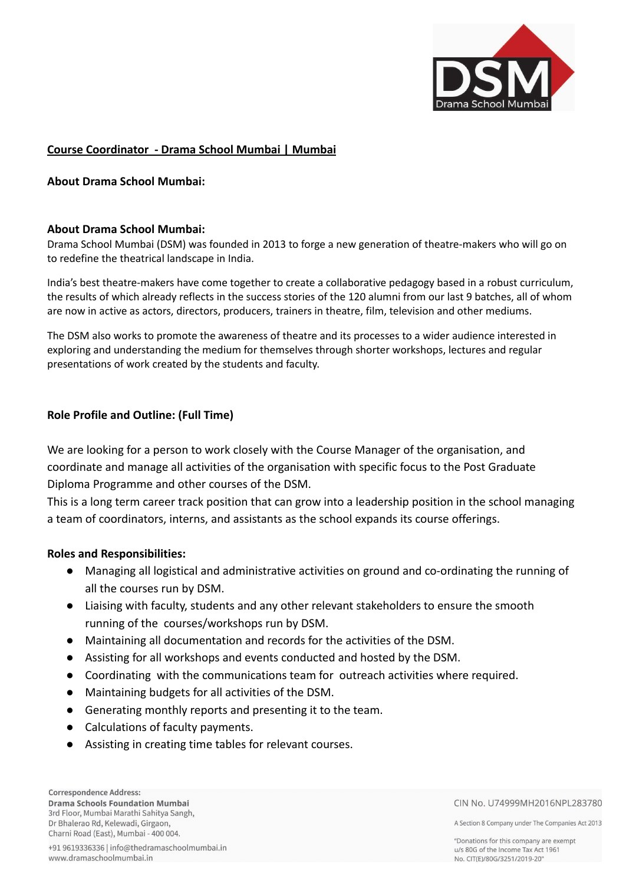**Course Coordinator - Drama School Mumbai | Mumbai**

**About Drama School Mumbai:**

**About Drama School Mumbai:**

Drama School Mumbai (DSM) was founded in 2013 to forge a new generation of theatre-makers who will go on to redefine the theatrical landscape in India.

India's best theatre-makers have come together to create a collaborative pedagogy based in a robust curriculum, the results of which already reflects in the success stories of the 120 alumni from our last 9 batches, all of whom are now in active as actors, directors, producers, trainers in theatre, film, television and other mediums.

The DSM also works to promote the awareness of theatre and its processes to a wider audience interested in exploring and understanding the medium for themselves through shorter workshops, lectures and regular presentations of work created by the students and faculty.

**Role Profile and Outline: (Full Time)**

We are looking for a person to work closely with the Course Manager of the organisation, and coordinate and manage all activities of the organisation with specific focus to the Post Graduate Diploma Programme and other courses of the DSM.

This is a long term career track position that can grow into a leadership position in the school managing a team of coordinators, interns, and assistants as the school expands its course offerings.

**Roles and Responsibilities:**

- Managing all logistical and administrative activities on ground and co-ordinating the running of all the courses run by DSM.
- Liaising with faculty, students and any other relevant stakeholders to ensure the smooth running of the courses/workshops run by DSM.
- Maintaining all documentation and records for the activities of the DSM.
- Assisting for all workshops and events conducted and hosted by the DSM.
- Coordinating with the communications team for outreach activities where required.
- Maintaining budgets for all activities of the DSM.
- Generating monthly reports and presenting it to the team.
- Calculations of faculty payments.
- Assisting in creating time tables for relevant courses.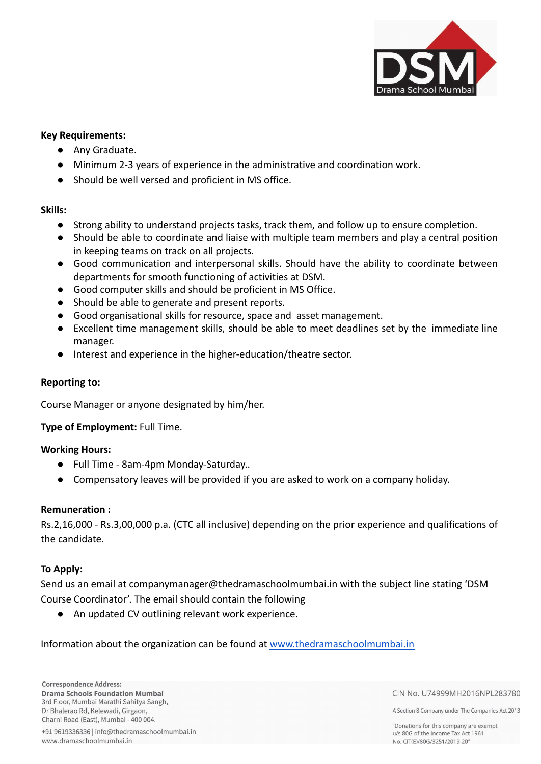**Key Requirements:**

- Any Graduate.
- Minimum 2-3 years of experience in the administrative and coordination work.
- Should be well versed and proficient in MS office.

**Skills:**

- Strong ability to understand projects tasks, track them, and follow up to ensure completion.
- Should be able to coordinate and liaise with multiple team members and play a central position in keeping teams on track on all projects.
- Good communication and interpersonal skills. Should have the ability to coordinate between departments for smooth functioning of activities at DSM.
- Good computer skills and should be proficient in MS Office.
- Should be able to generate and present reports.
- Good organisational skills for resource, space and asset management.
- Excellent time management skills, should be able to meet deadlines set by the immediate line manager.
- Interest and experience in the higher-education/theatre sector.

**Reporting to:**

Course Manager or anyone designated by him/her.

**Type of Employment:** Full Time.

**Working Hours:**

- Full Time - 8am-4pm Monday-Saturday..
- Compensatory leaves will be provided if you are asked to work on a company holiday.

**Remuneration :**

Rs.2,16,000 - Rs.3,00,000 p.a. (CTC all inclusive) depending on the prior experience and qualifications of the candidate.

**To Apply:**

Send us an email at companymanager@thedramaschoolmumbai.in with the subject line stating 'DSM Course Coordinator'. The email should contain the following

- An updated CV outlining relevant work experience.

Information about the organization can be found at [www.thedramaschoolmumbai.in](http://www.thedramaschoolmumbai.in)